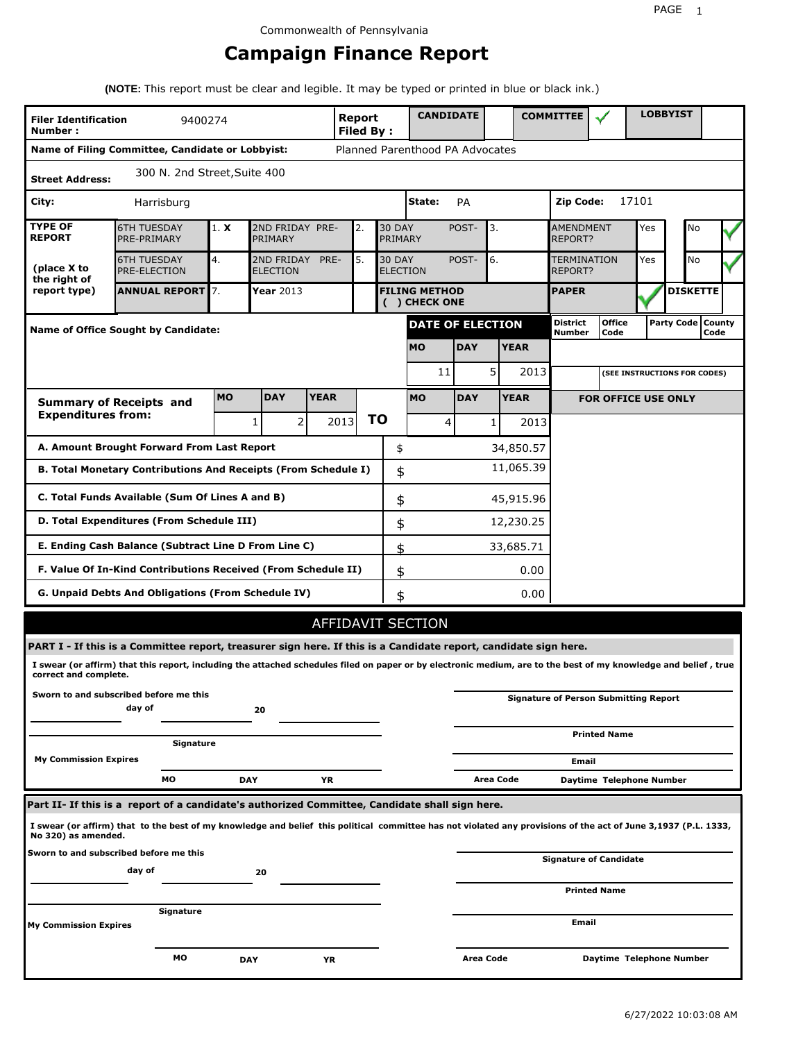Commonwealth of Pennsylvania

# Campaign Finance Report

**(NOTE:** This report must be clear and legible. It may be typed or printed in blue or black ink.)

| **Filer Identification Number :** | 9400274 | **Report Filed By :** | **CANDIDATE** | | **COMMITTEE** | ✓ | **LOBBYIST** | |
|---|---|---|---|---|---|---|---|---|

**Name of Filing Committee, Candidate or Lobbyist:** Planned Parenthood PA Advocates

**Street Address:** 300 N. 2nd Street,Suite 400

**City:** Harrisburg **State:** PA **Zip Code:** 17101

| **TYPE OF REPORT** | 6TH TUESDAY PRE-PRIMARY | 1. **X** | 2ND FRIDAY PRE-PRIMARY | 2. | 30 DAY POST-PRIMARY | 3. | AMENDMENT REPORT? | Yes | | No | ✓ |
|---|---|---|---|---|---|---|---|---|---|---|---|
| **(place X to the right of report type)** | 6TH TUESDAY PRE-ELECTION | 4. | 2ND FRIDAY PRE-ELECTION | 5. | 30 DAY POST-ELECTION | 6. | TERMINATION REPORT? | Yes | | No | ✓ |
| | **ANNUAL REPORT** | 7. | **Year** 2013 | | **FILING METHOD ( ) CHECK ONE** | | **PAPER** | ✓ | **DISKETTE** | | |

**Name of Office Sought by Candidate:**

| **DATE OF ELECTION** | | |
|---|---|---|
| **MO** | **DAY** | **YEAR** |
| 11 | 5 | 2013 |

| District Number | Office Code | Party Code | County Code |
|---|---|---|---|
| | | | |

(SEE INSTRUCTIONS FOR CODES)

| **Summary of Receipts and Expenditures from:** | **MO** | **DAY** | **YEAR** | | **MO** | **DAY** | **YEAR** |
|---|---|---|---|---|---|---|---|
| | 1 | 2 | 2013 | **TO** | 4 | 1 | 2013 |

**FOR OFFICE USE ONLY**

| | | |
|---|---|---|
| **A. Amount Brought Forward From Last Report** | $ | 34,850.57 |
| **B. Total Monetary Contributions And Receipts (From Schedule I)** | $ | 11,065.39 |
| **C. Total Funds Available (Sum Of Lines A and B)** | $ | 45,915.96 |
| **D. Total Expenditures (From Schedule III)** | $ | 12,230.25 |
| **E. Ending Cash Balance (Subtract Line D From Line C)** | $ | 33,685.71 |
| **F. Value Of In-Kind Contributions Received (From Schedule II)** | $ | 0.00 |
| **G. Unpaid Debts And Obligations (From Schedule IV)** | $ | 0.00 |

## AFFIDAVIT SECTION

**PART I - If this is a Committee report, treasurer sign here. If this is a Candidate report, candidate sign here.**

**I swear (or affirm) that this report, including the attached schedules filed on paper or by electronic medium, are to the best of my knowledge and belief , true correct and complete.**

**Sworn to and subscribed before me this** ______ **day of** ______ **20** ______

**Signature** ______

**My Commission Expires** **MO** ______ **DAY** ______ **YR** ______

**Signature of Person Submitting Report** ______

**Printed Name** ______

**Email** ______

**Area Code** ______ **Daytime Telephone Number** ______

**Part II- If this is a report of a candidate's authorized Committee, Candidate shall sign here.**

**I swear (or affirm) that to the best of my knowledge and belief this political committee has not violated any provisions of the act of June 3,1937 (P.L. 1333, No 320) as amended.**

**Sworn to and subscribed before me this** ______ **day of** ______ **20** ______

**Signature** ______

**My Commission Expires** **MO** ______ **DAY** ______ **YR** ______

**Signature of Candidate** ______

**Printed Name** ______

**Email** ______

**Area Code** ______ **Daytime Telephone Number** ______

6/27/2022 10:03:08 AM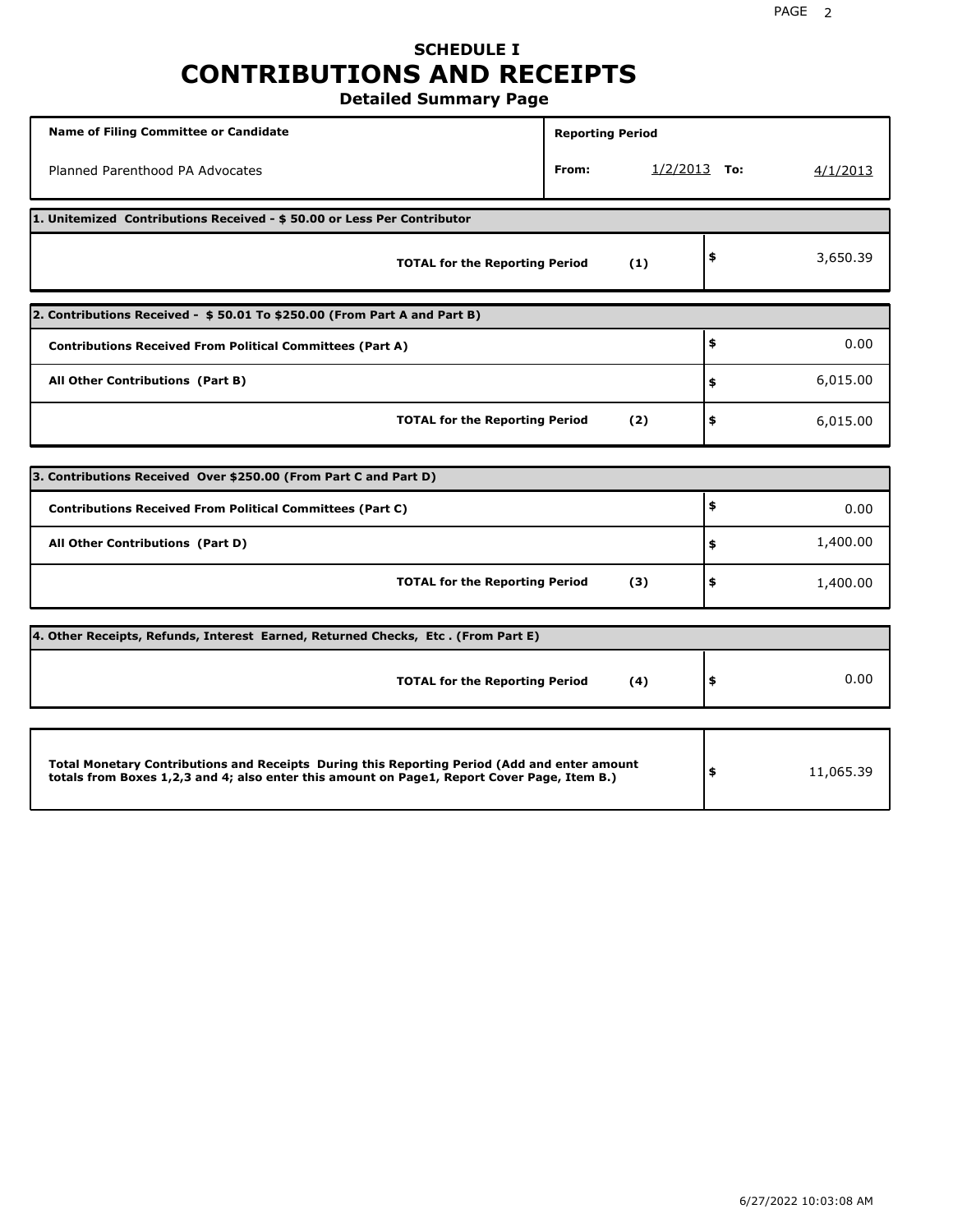# SCHEDULE I
# CONTRIBUTIONS AND RECEIPTS
### Detailed Summary Page

| Name of Filing Committee or Candidate | Reporting Period |
|---|---|
| Planned Parenthood PA Advocates | From: 1/2/2013 To: 4/1/2013 |

**1. Unitemized Contributions Received - $ 50.00 or Less Per Contributor**

| | | |
|---|---|---|
| **TOTAL for the Reporting Period** | **(1)** | $ 3,650.39 |

**2. Contributions Received - $ 50.01 To $250.00 (From Part A and Part B)**

| | | |
|---|---|---|
| **Contributions Received From Political Committees (Part A)** | | $ 0.00 |
| **All Other Contributions (Part B)** | | $ 6,015.00 |
| **TOTAL for the Reporting Period** | **(2)** | $ 6,015.00 |

**3. Contributions Received Over $250.00 (From Part C and Part D)**

| | | |
|---|---|---|
| **Contributions Received From Political Committees (Part C)** | | $ 0.00 |
| **All Other Contributions (Part D)** | | $ 1,400.00 |
| **TOTAL for the Reporting Period** | **(3)** | $ 1,400.00 |

**4. Other Receipts, Refunds, Interest Earned, Returned Checks, Etc . (From Part E)**

| | | |
|---|---|---|
| **TOTAL for the Reporting Period** | **(4)** | $ 0.00 |

| | |
|---|---|
| **Total Monetary Contributions and Receipts During this Reporting Period (Add and enter amount totals from Boxes 1,2,3 and 4; also enter this amount on Page1, Report Cover Page, Item B.)** | $ 11,065.39 |

6/27/2022 10:03:08 AM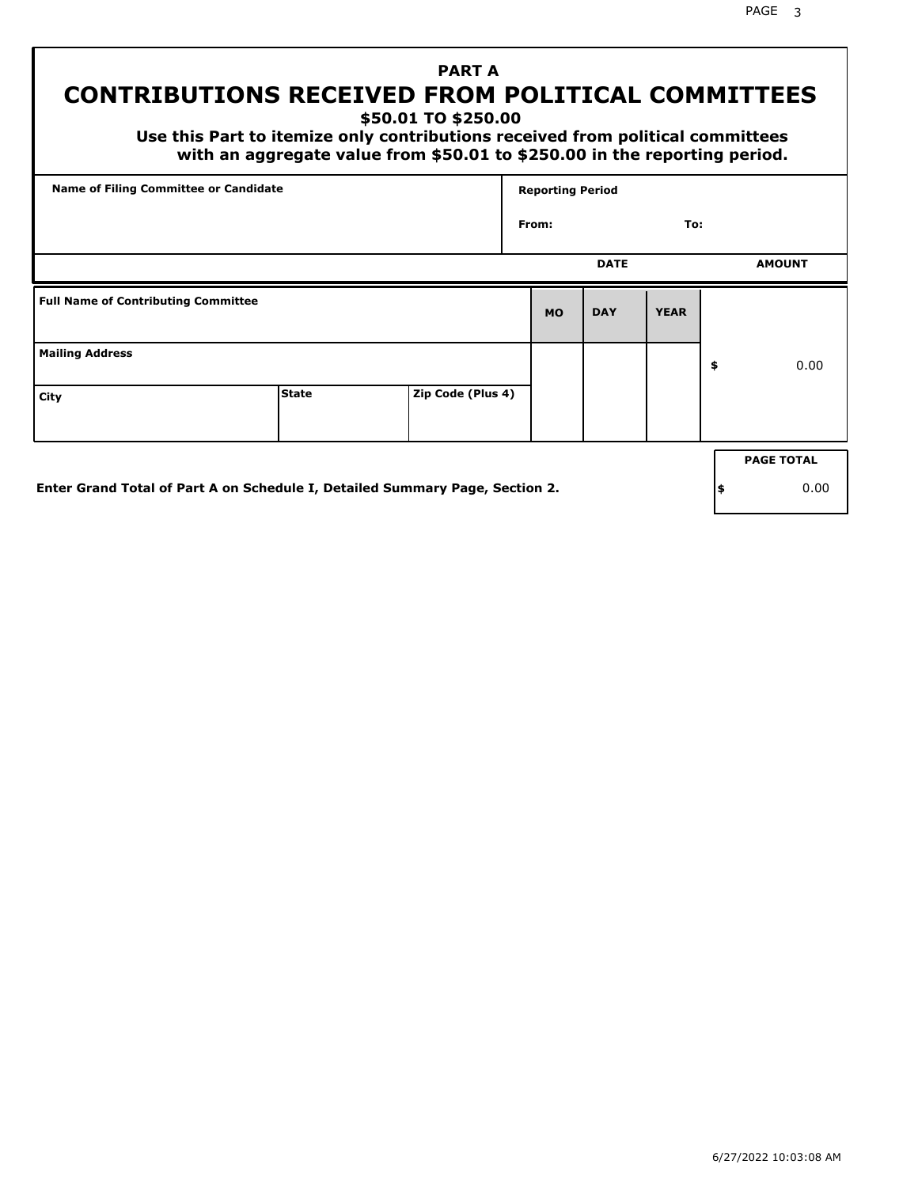# PART A
## CONTRIBUTIONS RECEIVED FROM POLITICAL COMMITTEES
### $50.01 TO $250.00

**Use this Part to itemize only contributions received from political committees with an aggregate value from $50.01 to $250.00 in the reporting period.**

| Name of Filing Committee or Candidate | Reporting Period |
| --- | --- |
| | From: To: |

| Full Name of Contributing Committee | | | DATE MO | DATE DAY | DATE YEAR | AMOUNT |
| --- | --- | --- | --- | --- | --- | --- |
| Mailing Address | | | | | | $ 0.00 |
| City | State | Zip Code (Plus 4) | | | | |

**Enter Grand Total of Part A on Schedule I, Detailed Summary Page, Section 2.**

| PAGE TOTAL |
| --- |
| $ 0.00 |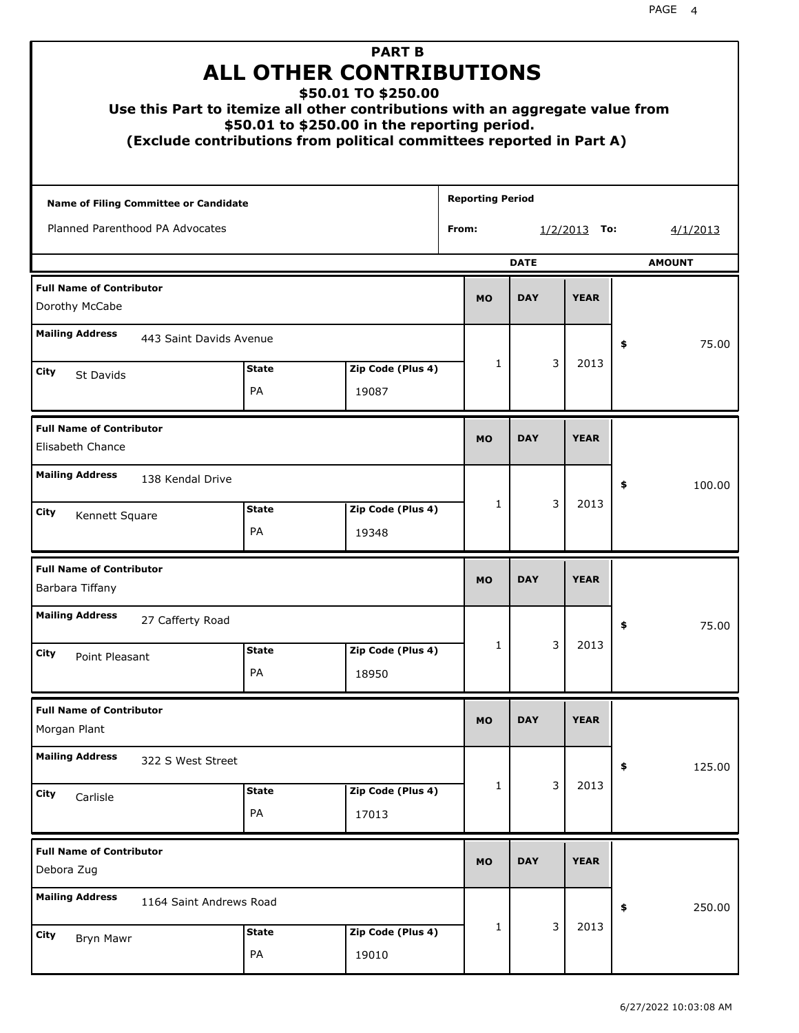# PART B
## ALL OTHER CONTRIBUTIONS
### $50.01 TO $250.00

**Use this Part to itemize all other contributions with an aggregate value from $50.01 to $250.00 in the reporting period.**
**(Exclude contributions from political committees reported in Part A)**

| Name of Filing Committee or Candidate | Reporting Period |
|---|---|
| Planned Parenthood PA Advocates | From: 1/2/2013 To: 4/1/2013 |

| Full Name of Contributor | Mailing Address | City | State | Zip Code (Plus 4) | MO | DAY | YEAR | AMOUNT |
|---|---|---|---|---|---|---|---|---|
| Dorothy McCabe | 443 Saint Davids Avenue | St Davids | PA | 19087 | 1 | 3 | 2013 | $ 75.00 |
| Elisabeth Chance | 138 Kendal Drive | Kennett Square | PA | 19348 | 1 | 3 | 2013 | $ 100.00 |
| Barbara Tiffany | 27 Cafferty Road | Point Pleasant | PA | 18950 | 1 | 3 | 2013 | $ 75.00 |
| Morgan Plant | 322 S West Street | Carlisle | PA | 17013 | 1 | 3 | 2013 | $ 125.00 |
| Debora Zug | 1164 Saint Andrews Road | Bryn Mawr | PA | 19010 | 1 | 3 | 2013 | $ 250.00 |

6/27/2022 10:03:08 AM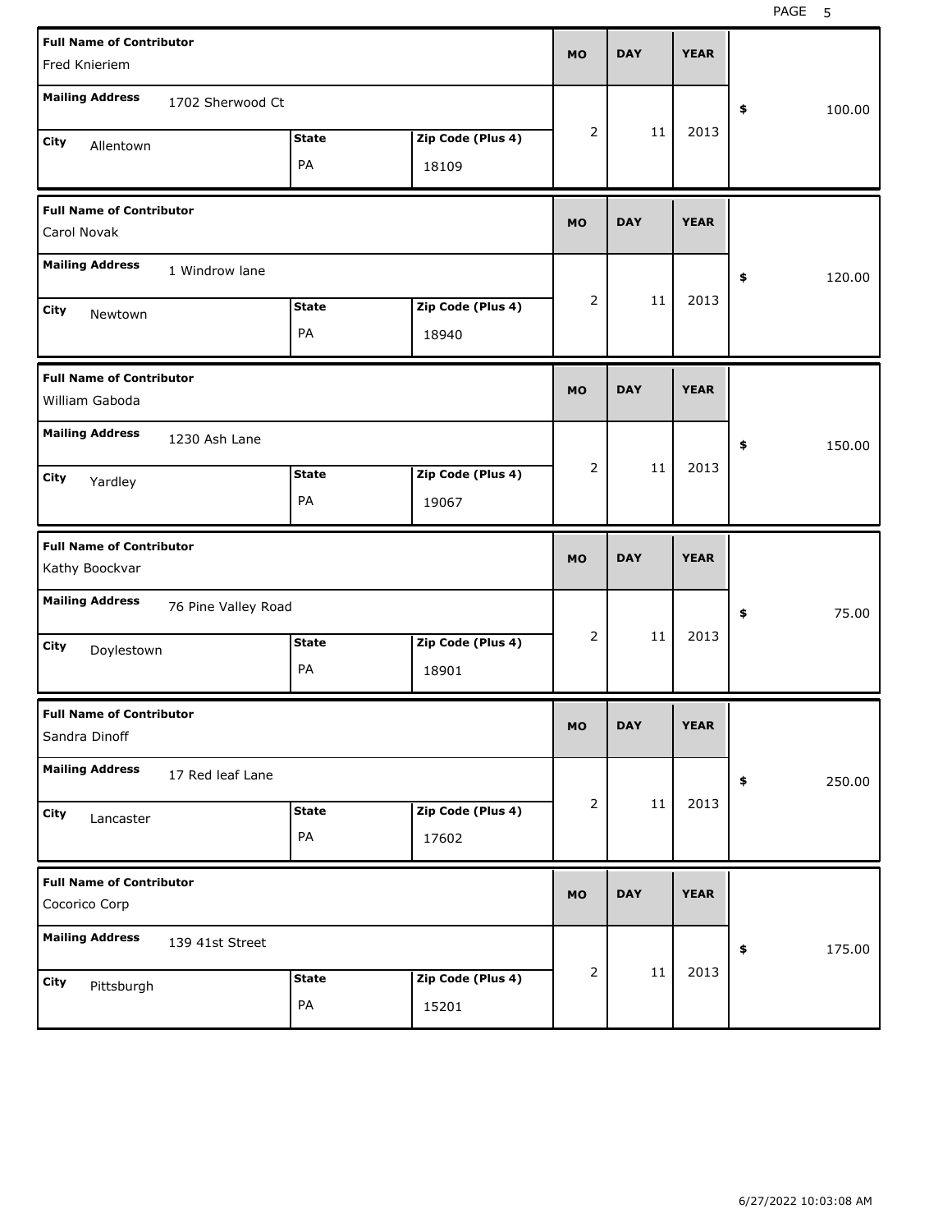| Full Name of Contributor | Mailing Address | City | State | Zip Code (Plus 4) | MO | DAY | YEAR | $ |
|---|---|---|---|---|---|---|---|---|
| Fred Knieriem | 1702 Sherwood Ct | Allentown | PA | 18109 | 2 | 11 | 2013 | 100.00 |
| Carol Novak | 1 Windrow lane | Newtown | PA | 18940 | 2 | 11 | 2013 | 120.00 |
| William Gaboda | 1230 Ash Lane | Yardley | PA | 19067 | 2 | 11 | 2013 | 150.00 |
| Kathy Boockvar | 76 Pine Valley Road | Doylestown | PA | 18901 | 2 | 11 | 2013 | 75.00 |
| Sandra Dinoff | 17 Red leaf Lane | Lancaster | PA | 17602 | 2 | 11 | 2013 | 250.00 |
| Cocorico Corp | 139 41st Street | Pittsburgh | PA | 15201 | 2 | 11 | 2013 | 175.00 |

6/27/2022 10:03:08 AM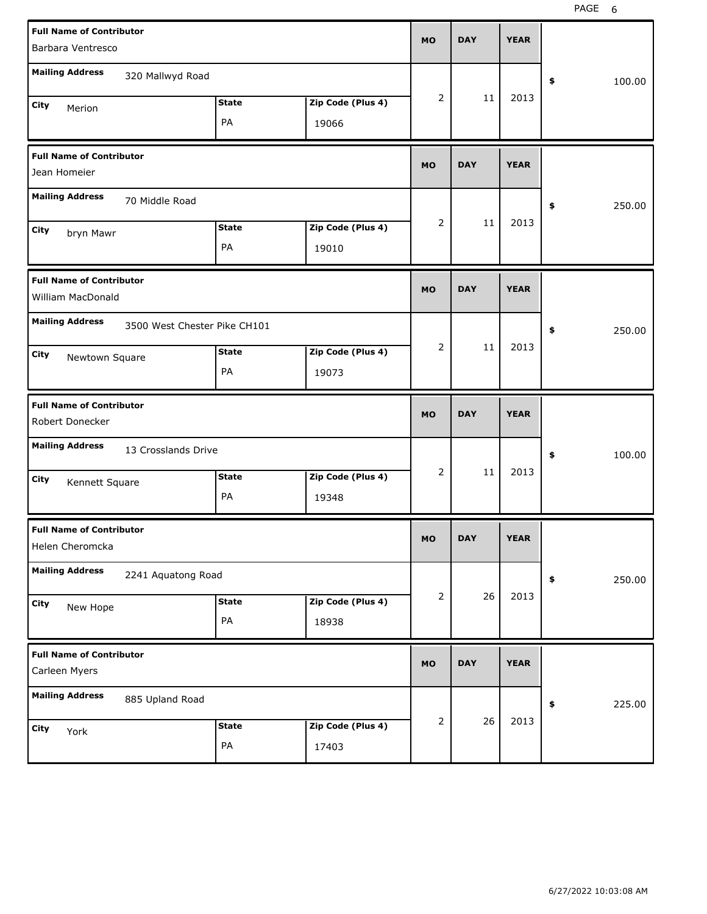| Full Name of Contributor | Mailing Address | City | State | Zip Code (Plus 4) | MO | DAY | YEAR | $ |
|---|---|---|---|---|---|---|---|---|
| Barbara Ventresco | 320 Mallwyd Road | Merion | PA | 19066 | 2 | 11 | 2013 | 100.00 |
| Jean Homeier | 70 Middle Road | bryn Mawr | PA | 19010 | 2 | 11 | 2013 | 250.00 |
| William MacDonald | 3500 West Chester Pike CH101 | Newtown Square | PA | 19073 | 2 | 11 | 2013 | 250.00 |
| Robert Donecker | 13 Crosslands Drive | Kennett Square | PA | 19348 | 2 | 11 | 2013 | 100.00 |
| Helen Cheromcka | 2241 Aquatong Road | New Hope | PA | 18938 | 2 | 26 | 2013 | 250.00 |
| Carleen Myers | 885 Upland Road | York | PA | 17403 | 2 | 26 | 2013 | 225.00 |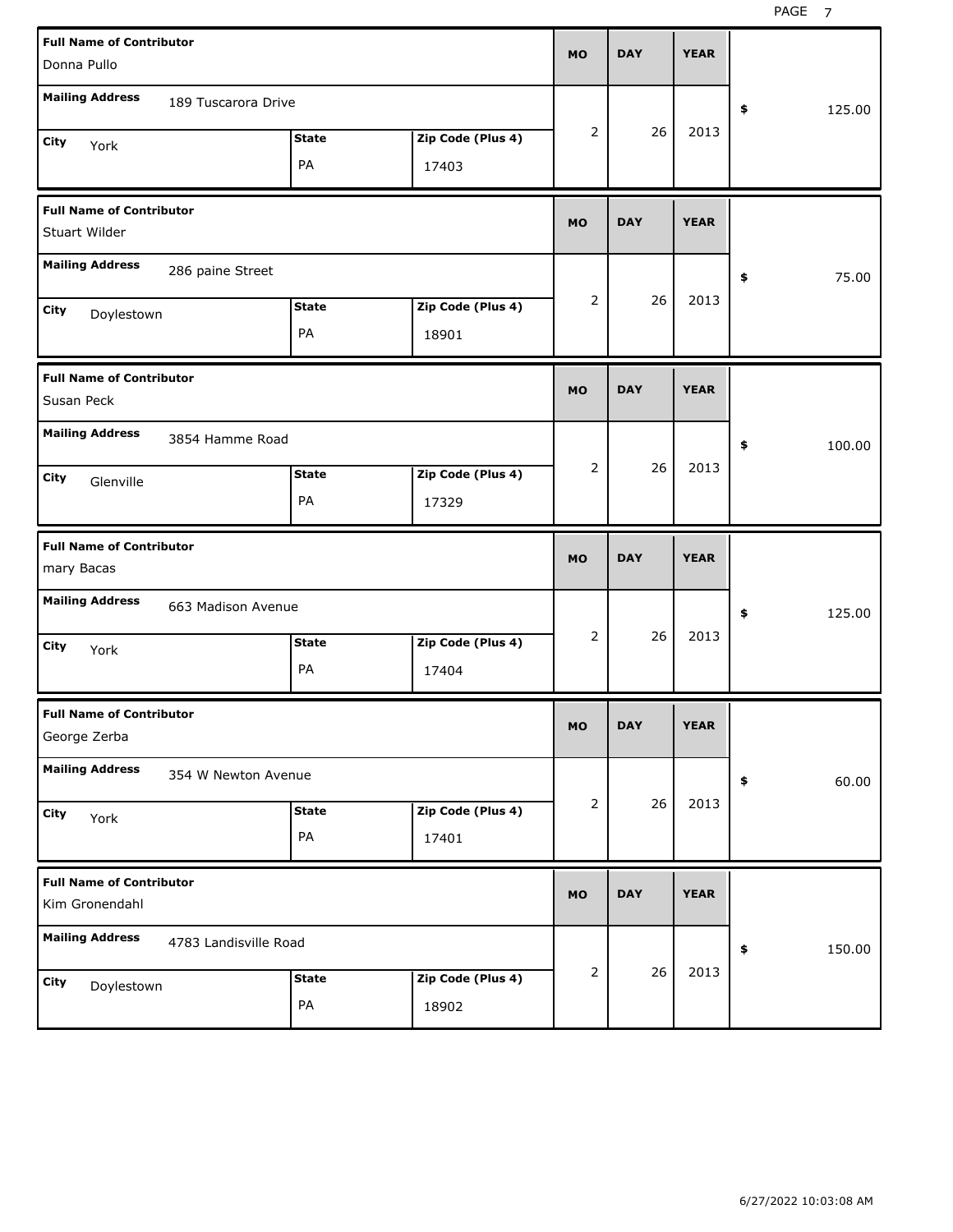| Full Name of Contributor | Mailing Address | City | State | Zip Code (Plus 4) | MO | DAY | YEAR | $ |
|---|---|---|---|---|---|---|---|---|
| Donna Pullo | 189 Tuscarora Drive | York | PA | 17403 | 2 | 26 | 2013 | 125.00 |
| Stuart Wilder | 286 paine Street | Doylestown | PA | 18901 | 2 | 26 | 2013 | 75.00 |
| Susan Peck | 3854 Hamme Road | Glenville | PA | 17329 | 2 | 26 | 2013 | 100.00 |
| mary Bacas | 663 Madison Avenue | York | PA | 17404 | 2 | 26 | 2013 | 125.00 |
| George Zerba | 354 W Newton Avenue | York | PA | 17401 | 2 | 26 | 2013 | 60.00 |
| Kim Gronendahl | 4783 Landisville Road | Doylestown | PA | 18902 | 2 | 26 | 2013 | 150.00 |

6/27/2022 10:03:08 AM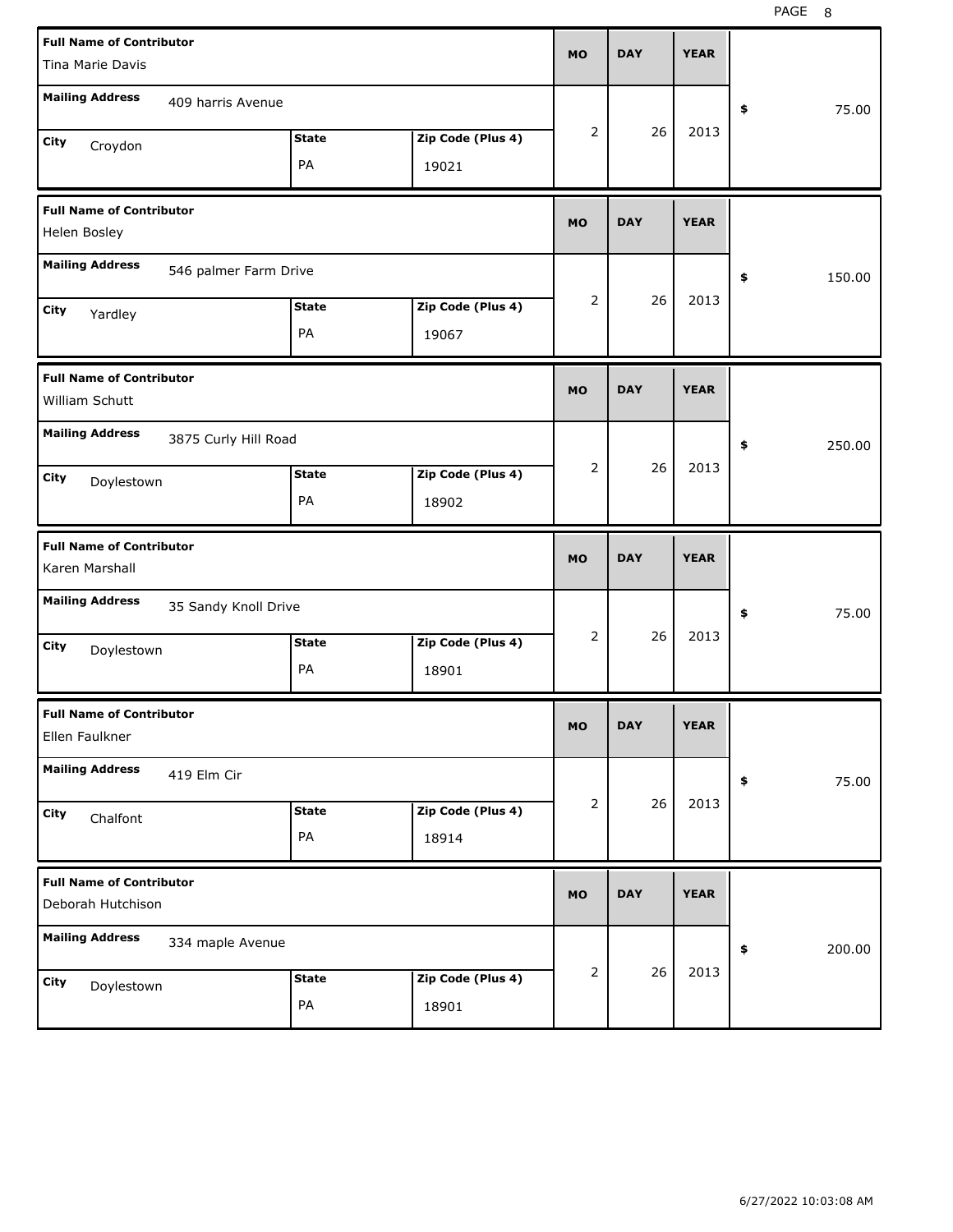| Full Name of Contributor | Mailing Address | City | State | Zip Code (Plus 4) | MO | DAY | YEAR | $ |
|---|---|---|---|---|---|---|---|---|
| Tina Marie Davis | 409 harris Avenue | Croydon | PA | 19021 | 2 | 26 | 2013 | 75.00 |
| Helen Bosley | 546 palmer Farm Drive | Yardley | PA | 19067 | 2 | 26 | 2013 | 150.00 |
| William Schutt | 3875 Curly Hill Road | Doylestown | PA | 18902 | 2 | 26 | 2013 | 250.00 |
| Karen Marshall | 35 Sandy Knoll Drive | Doylestown | PA | 18901 | 2 | 26 | 2013 | 75.00 |
| Ellen Faulkner | 419 Elm Cir | Chalfont | PA | 18914 | 2 | 26 | 2013 | 75.00 |
| Deborah Hutchison | 334 maple Avenue | Doylestown | PA | 18901 | 2 | 26 | 2013 | 200.00 |

6/27/2022 10:03:08 AM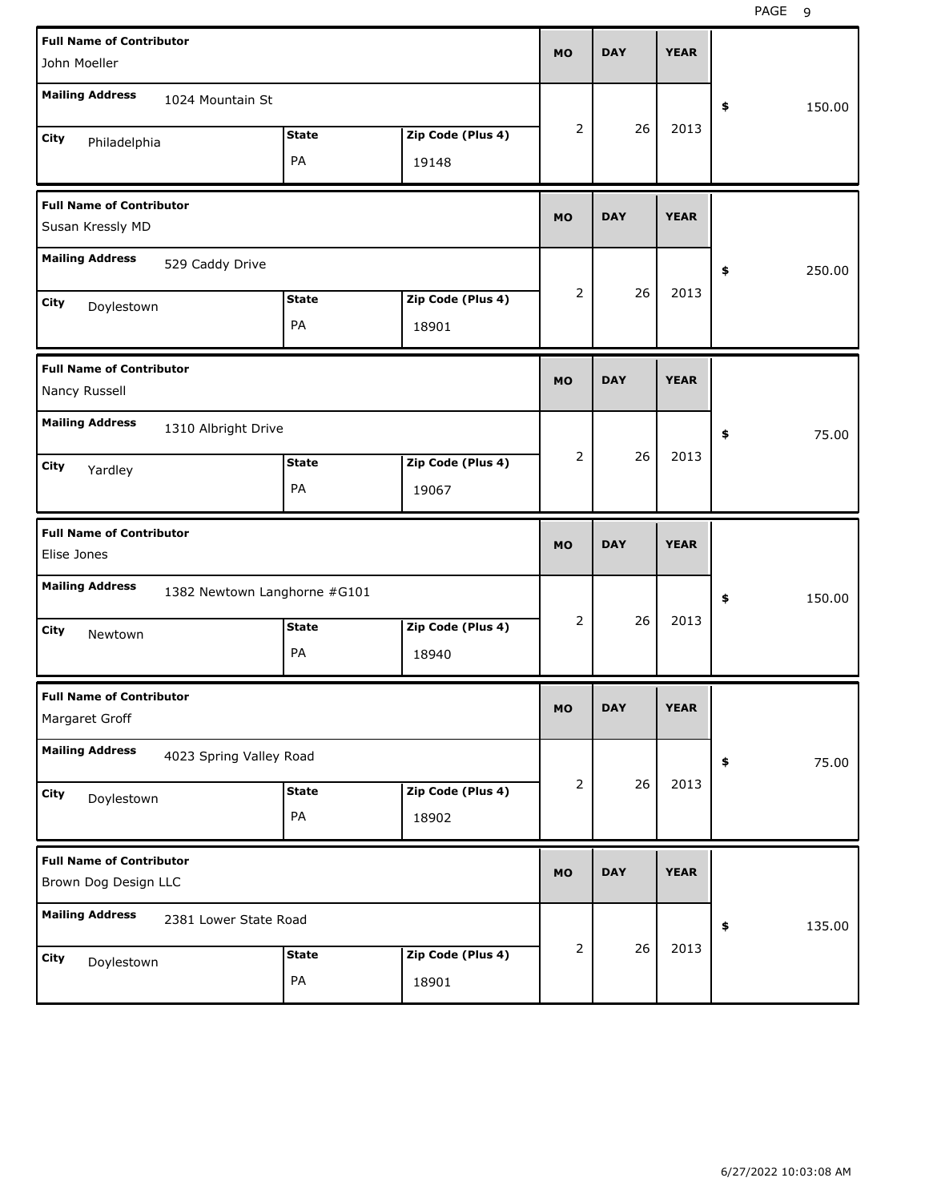| Full Name of Contributor | Mailing Address | City | State | Zip Code (Plus 4) | MO | DAY | YEAR | $ |
|---|---|---|---|---|---|---|---|---|
| John Moeller | 1024 Mountain St | Philadelphia | PA | 19148 | 2 | 26 | 2013 | 150.00 |
| Susan Kressly MD | 529 Caddy Drive | Doylestown | PA | 18901 | 2 | 26 | 2013 | 250.00 |
| Nancy Russell | 1310 Albright Drive | Yardley | PA | 19067 | 2 | 26 | 2013 | 75.00 |
| Elise Jones | 1382 Newtown Langhorne #G101 | Newtown | PA | 18940 | 2 | 26 | 2013 | 150.00 |
| Margaret Groff | 4023 Spring Valley Road | Doylestown | PA | 18902 | 2 | 26 | 2013 | 75.00 |
| Brown Dog Design LLC | 2381 Lower State Road | Doylestown | PA | 18901 | 2 | 26 | 2013 | 135.00 |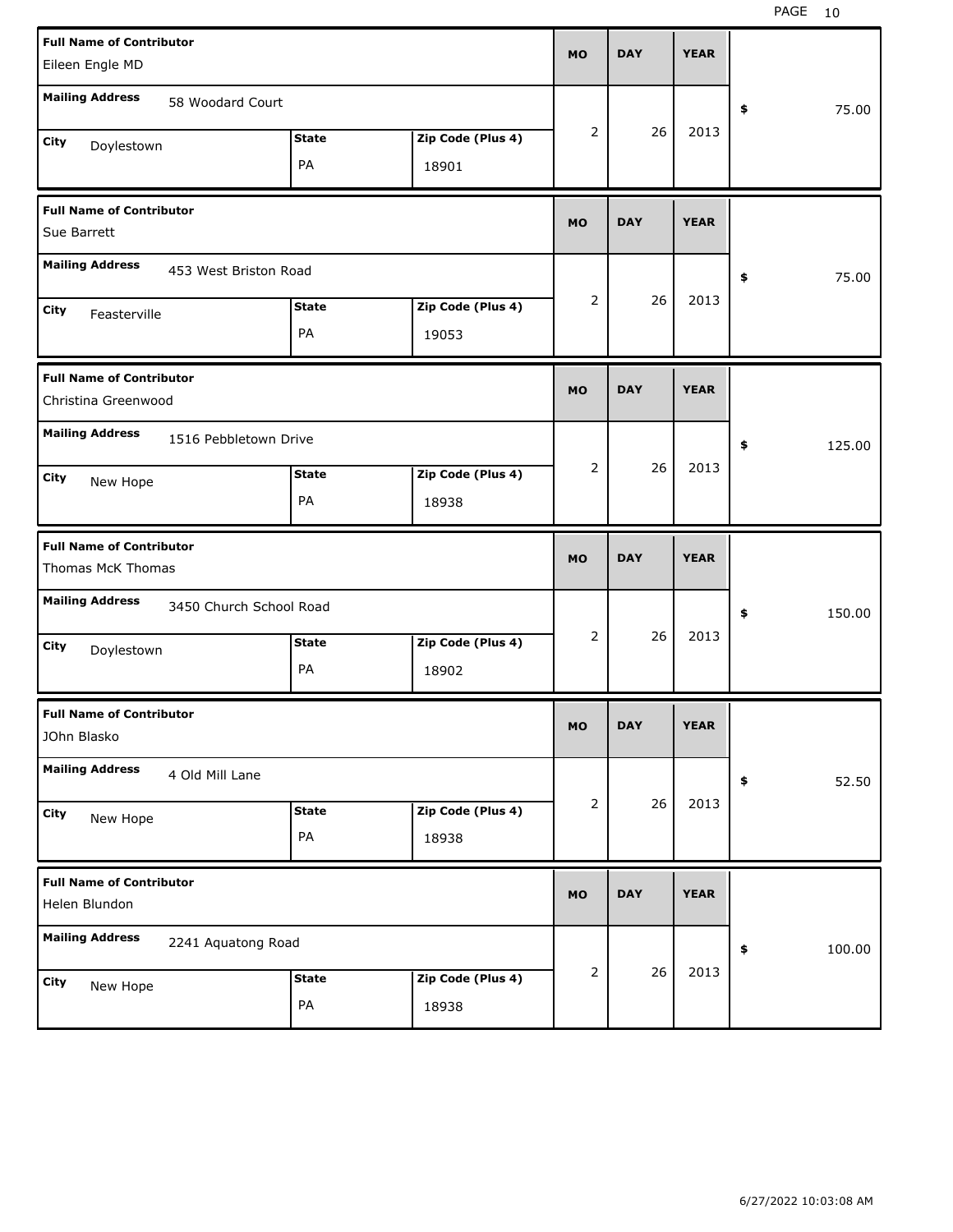| Full Name of Contributor | Mailing Address | City | State | Zip Code (Plus 4) | MO | DAY | YEAR | $ |
|---|---|---|---|---|---|---|---|---|
| Eileen Engle MD | 58 Woodard Court | Doylestown | PA | 18901 | 2 | 26 | 2013 | 75.00 |
| Sue Barrett | 453 West Briston Road | Feasterville | PA | 19053 | 2 | 26 | 2013 | 75.00 |
| Christina Greenwood | 1516 Pebbletown Drive | New Hope | PA | 18938 | 2 | 26 | 2013 | 125.00 |
| Thomas McK Thomas | 3450 Church School Road | Doylestown | PA | 18902 | 2 | 26 | 2013 | 150.00 |
| JOhn Blasko | 4 Old Mill Lane | New Hope | PA | 18938 | 2 | 26 | 2013 | 52.50 |
| Helen Blundon | 2241 Aquatong Road | New Hope | PA | 18938 | 2 | 26 | 2013 | 100.00 |

6/27/2022 10:03:08 AM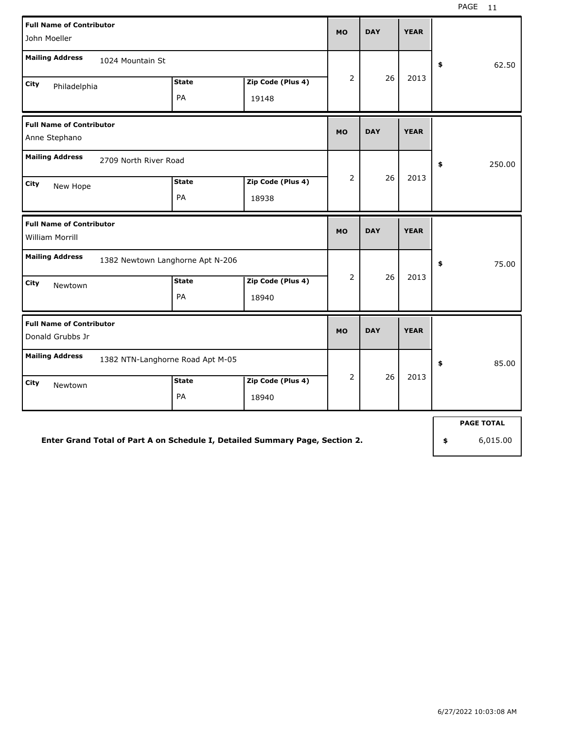| Full Name of Contributor | Mailing Address | City | State | Zip Code (Plus 4) | MO | DAY | YEAR | Amount |
|---|---|---|---|---|---|---|---|---|
| John Moeller | 1024 Mountain St | Philadelphia | PA | 19148 | 2 | 26 | 2013 | $ 62.50 |
| Anne Stephano | 2709 North River Road | New Hope | PA | 18938 | 2 | 26 | 2013 | $ 250.00 |
| William Morrill | 1382 Newtown Langhorne Apt N-206 | Newtown | PA | 18940 | 2 | 26 | 2013 | $ 75.00 |
| Donald Grubbs Jr | 1382 NTN-Langhorne Road Apt M-05 | Newtown | PA | 18940 | 2 | 26 | 2013 | $ 85.00 |

**Enter Grand Total of Part A on Schedule I, Detailed Summary Page, Section 2.**

| PAGE TOTAL |
|---|
| $ 6,015.00 |

6/27/2022 10:03:08 AM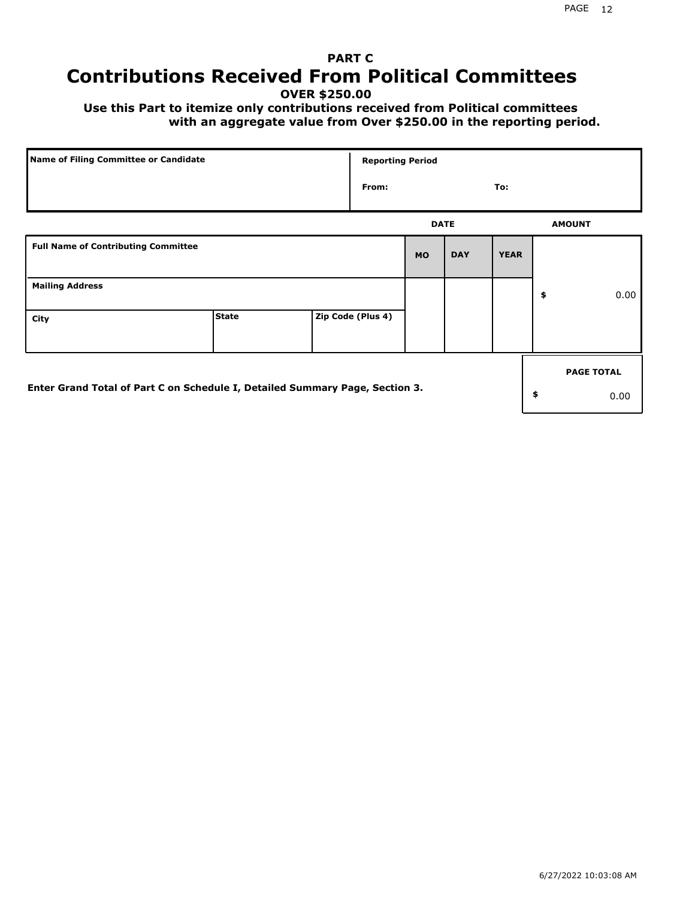## PART C
# Contributions Received From Political Committees

**OVER $250.00**

**Use this Part to itemize only contributions received from Political committees with an aggregate value from Over $250.00 in the reporting period.**

| Name of Filing Committee or Candidate | Reporting Period |
| --- | --- |
| | From: To: |

| Full Name of Contributing Committee | | | DATE MO | DAY | YEAR | AMOUNT |
| --- | --- | --- | --- | --- | --- | --- |
| Mailing Address | | | | | | $ 0.00 |
| City | State | Zip Code (Plus 4) | | | | |

**Enter Grand Total of Part C on Schedule I, Detailed Summary Page, Section 3.**

| PAGE TOTAL |
| --- |
| $ 0.00 |

6/27/2022 10:03:08 AM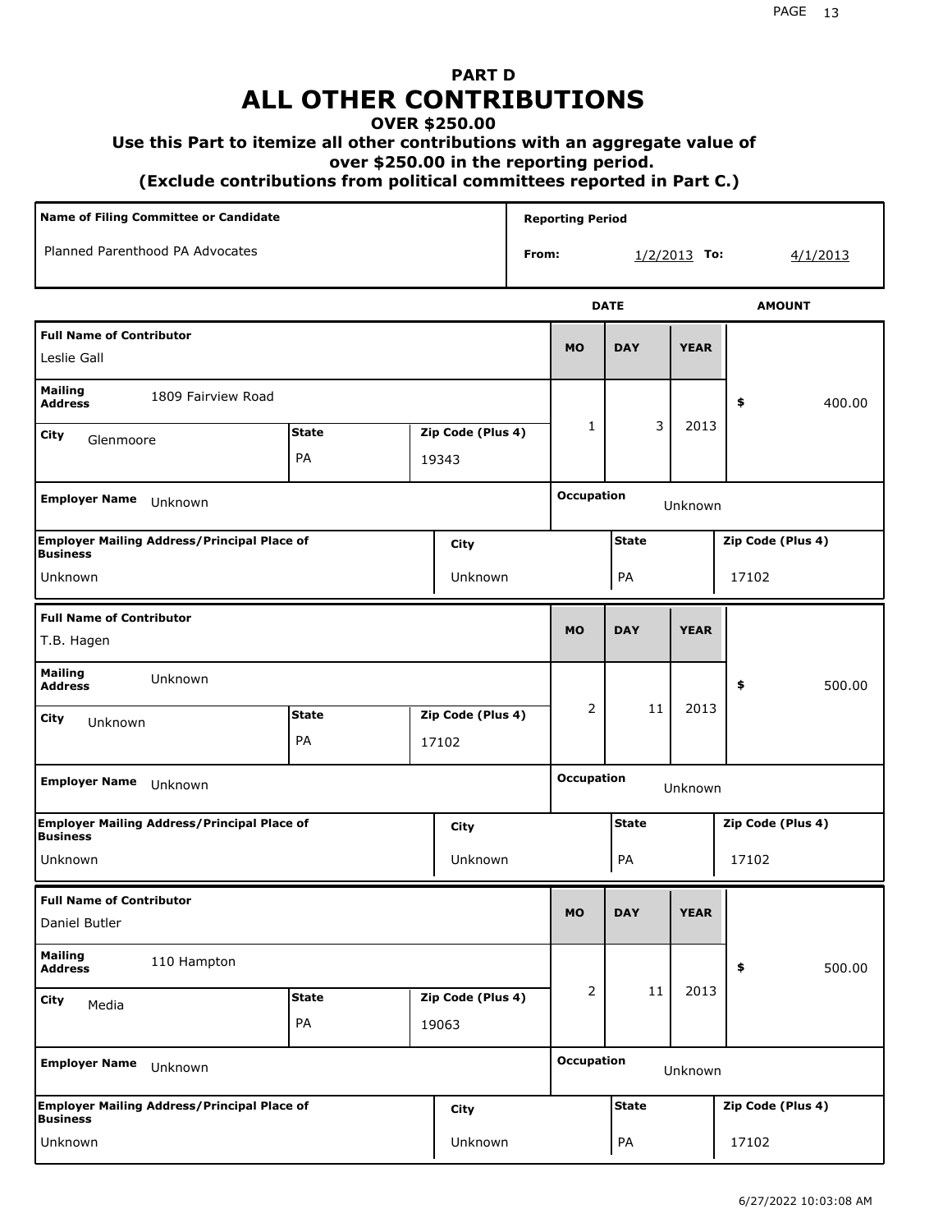# PART D
# ALL OTHER CONTRIBUTIONS
### OVER $250.00
### Use this Part to itemize all other contributions with an aggregate value of over $250.00 in the reporting period.
### (Exclude contributions from political committees reported in Part C.)

| Name of Filing Committee or Candidate | Reporting Period |
|---|---|
| Planned Parenthood PA Advocates | From: 1/2/2013 To: 4/1/2013 |

| Full Name of Contributor | Mailing Address | City | State | Zip Code (Plus 4) | MO | DAY | YEAR | AMOUNT | Employer Name | Occupation | Employer Mailing Address/Principal Place of Business | City | State | Zip Code (Plus 4) |
|---|---|---|---|---|---|---|---|---|---|---|---|---|---|---|
| Leslie Gall | 1809 Fairview Road | Glenmoore | PA | 19343 | 1 | 3 | 2013 | $ 400.00 | Unknown | Unknown | Unknown | Unknown | PA | 17102 |
| T.B. Hagen | Unknown | Unknown | PA | 17102 | 2 | 11 | 2013 | $ 500.00 | Unknown | Unknown | Unknown | Unknown | PA | 17102 |
| Daniel Butler | 110 Hampton | Media | PA | 19063 | 2 | 11 | 2013 | $ 500.00 | Unknown | Unknown | Unknown | Unknown | PA | 17102 |

6/27/2022 10:03:08 AM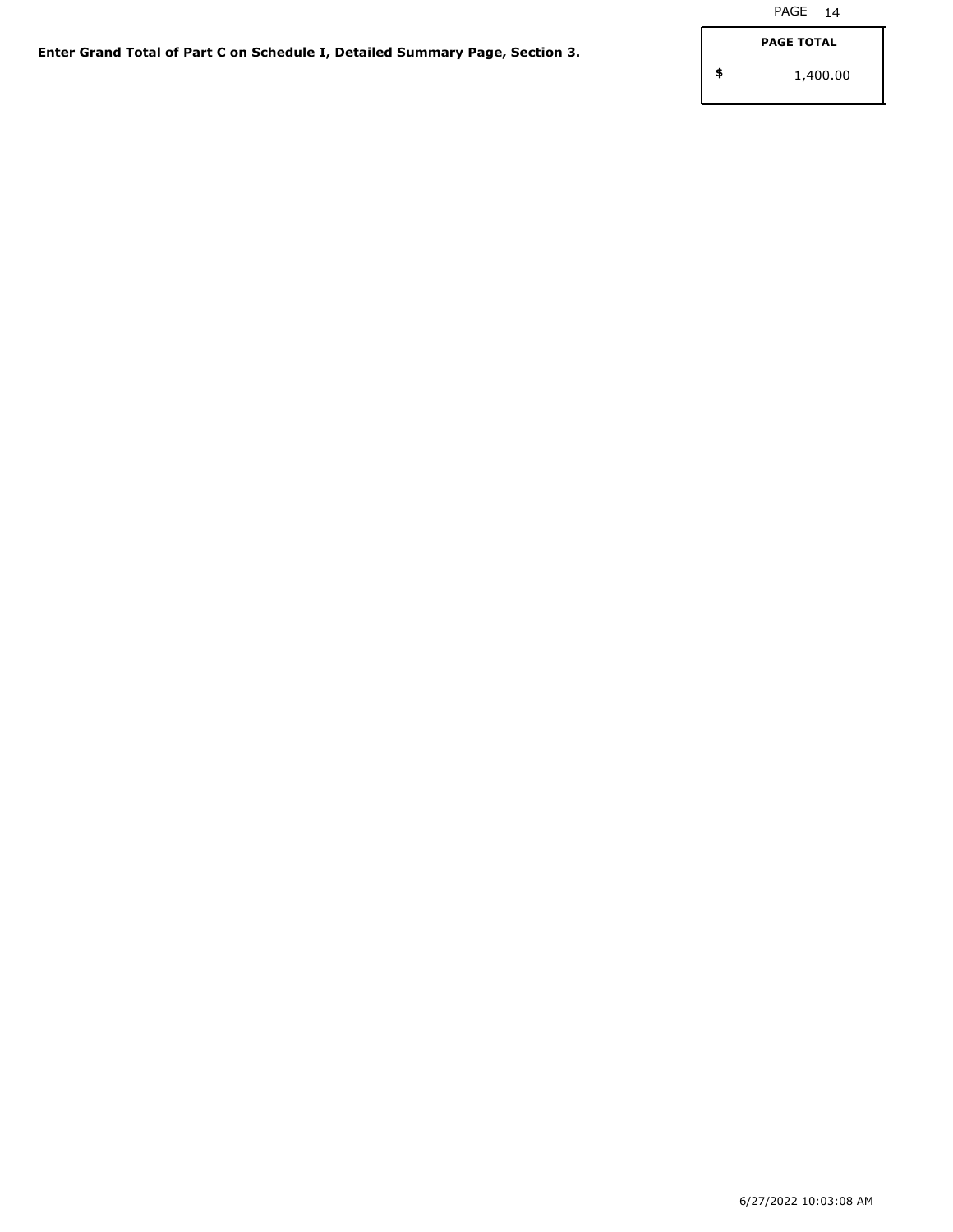**Enter Grand Total of Part C on Schedule I, Detailed Summary Page, Section 3.**

| PAGE TOTAL |
| --- |
| $ 1,400.00 |

6/27/2022 10:03:08 AM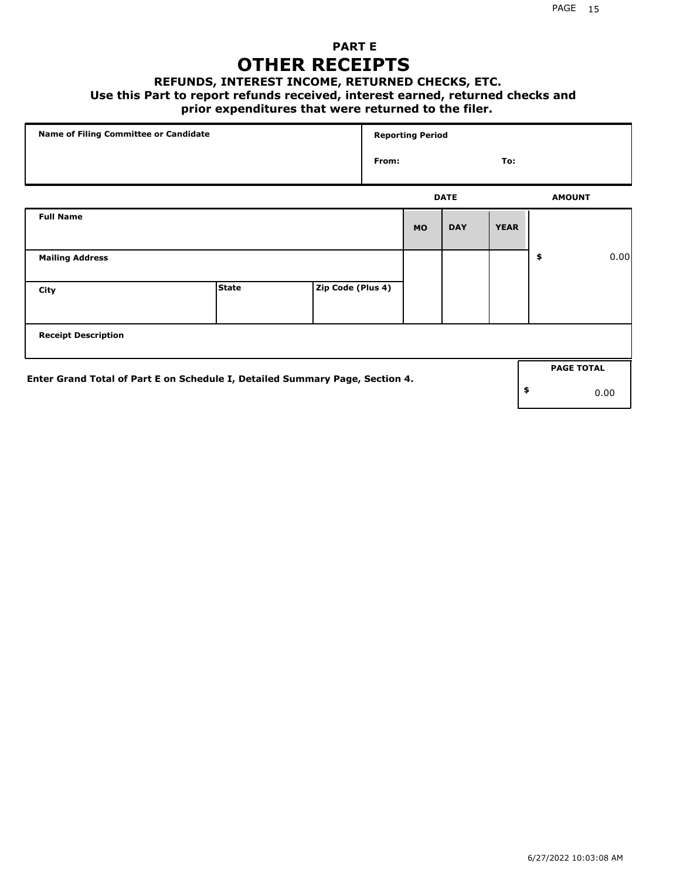# PART E

# OTHER RECEIPTS

### REFUNDS, INTEREST INCOME, RETURNED CHECKS, ETC.

**Use this Part to report refunds received, interest earned, returned checks and prior expenditures that were returned to the filer.**

| Name of Filing Committee or Candidate | Reporting Period |
|---|---|
| | From: To: |

| | | | DATE | | | AMOUNT |
|---|---|---|---|---|---|---|
| **Full Name** | | | **MO** | **DAY** | **YEAR** | |
| **Mailing Address** | | | | | | $ 0.00 |
| **City** | **State** | **Zip Code (Plus 4)** | | | | |
| **Receipt Description** | | | | | | |

**Enter Grand Total of Part E on Schedule I, Detailed Summary Page, Section 4.**

| PAGE TOTAL |
|---|
| $ 0.00 |

6/27/2022 10:03:08 AM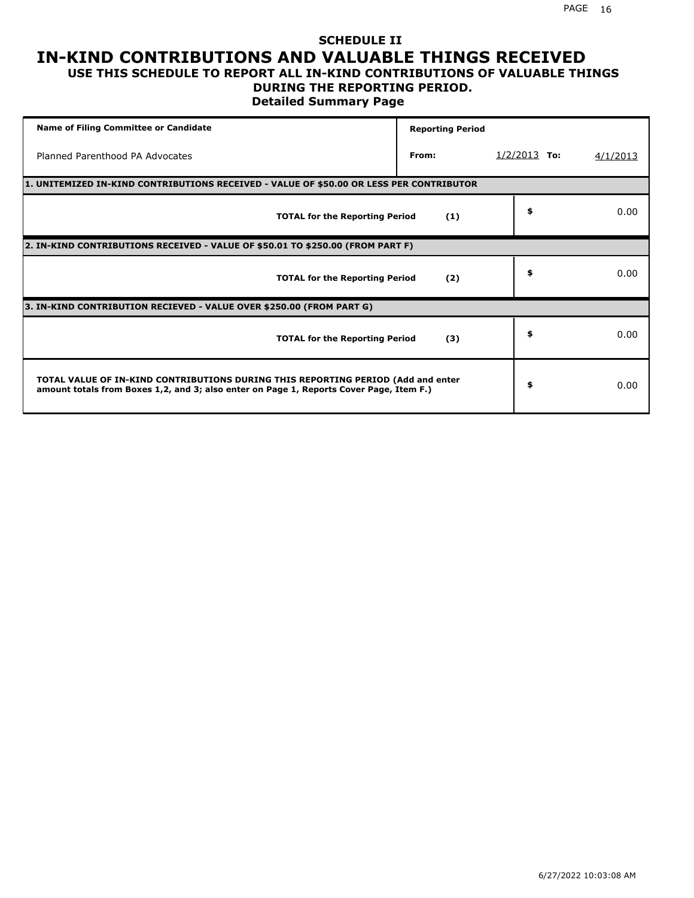# SCHEDULE II
# IN-KIND CONTRIBUTIONS AND VALUABLE THINGS RECEIVED
### USE THIS SCHEDULE TO REPORT ALL IN-KIND CONTRIBUTIONS OF VALUABLE THINGS DURING THE REPORTING PERIOD.
### Detailed Summary Page

| Name of Filing Committee or Candidate | Reporting Period | | | |
|---|---|---|---|---|
| Planned Parenthood PA Advocates | From: | 1/2/2013 | To: | 4/1/2013 |

**1. UNITEMIZED IN-KIND CONTRIBUTIONS RECEIVED - VALUE OF $50.00 OR LESS PER CONTRIBUTOR**

| | | |
|---|---|---|
| **TOTAL for the Reporting Period** | **(1)** | $ 0.00 |

**2. IN-KIND CONTRIBUTIONS RECEIVED - VALUE OF $50.01 TO $250.00 (FROM PART F)**

| | | |
|---|---|---|
| **TOTAL for the Reporting Period** | **(2)** | $ 0.00 |

**3. IN-KIND CONTRIBUTION RECIEVED - VALUE OVER $250.00 (FROM PART G)**

| | | |
|---|---|---|
| **TOTAL for the Reporting Period** | **(3)** | $ 0.00 |

| | |
|---|---|
| **TOTAL VALUE OF IN-KIND CONTRIBUTIONS DURING THIS REPORTING PERIOD (Add and enter amount totals from Boxes 1,2, and 3; also enter on Page 1, Reports Cover Page, Item F.)** | $ 0.00 |

6/27/2022 10:03:08 AM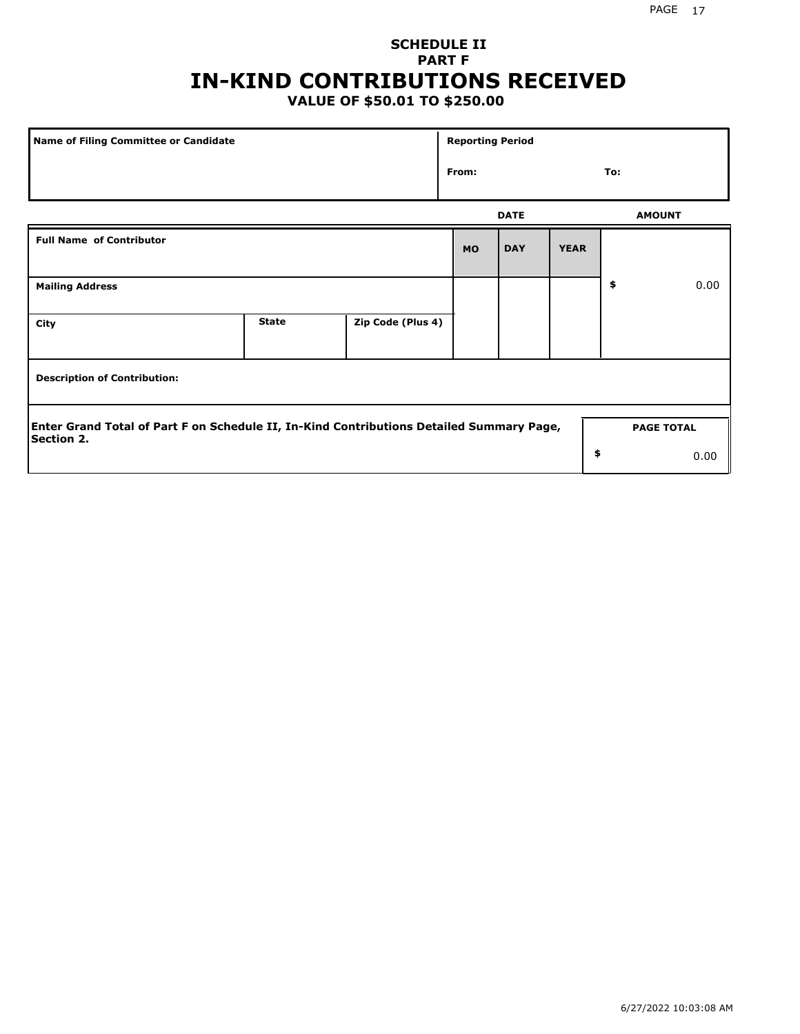**SCHEDULE II**
**PART F**

# IN-KIND CONTRIBUTIONS RECEIVED

**VALUE OF $50.01 TO $250.00**

| Name of Filing Committee or Candidate | Reporting Period | |
|---|---|---|
| | From: | To: |

| Full Name of Contributor | | | DATE | | | AMOUNT |
|---|---|---|---|---|---|---|
| | | | MO | DAY | YEAR | |
| Mailing Address | | | | | | $ 0.00 |
| City | State | Zip Code (Plus 4) | | | | |
| Description of Contribution: | | | | | | |

| Enter Grand Total of Part F on Schedule II, In-Kind Contributions Detailed Summary Page, Section 2. | PAGE TOTAL |
|---|---|
| | $ 0.00 |

6/27/2022 10:03:08 AM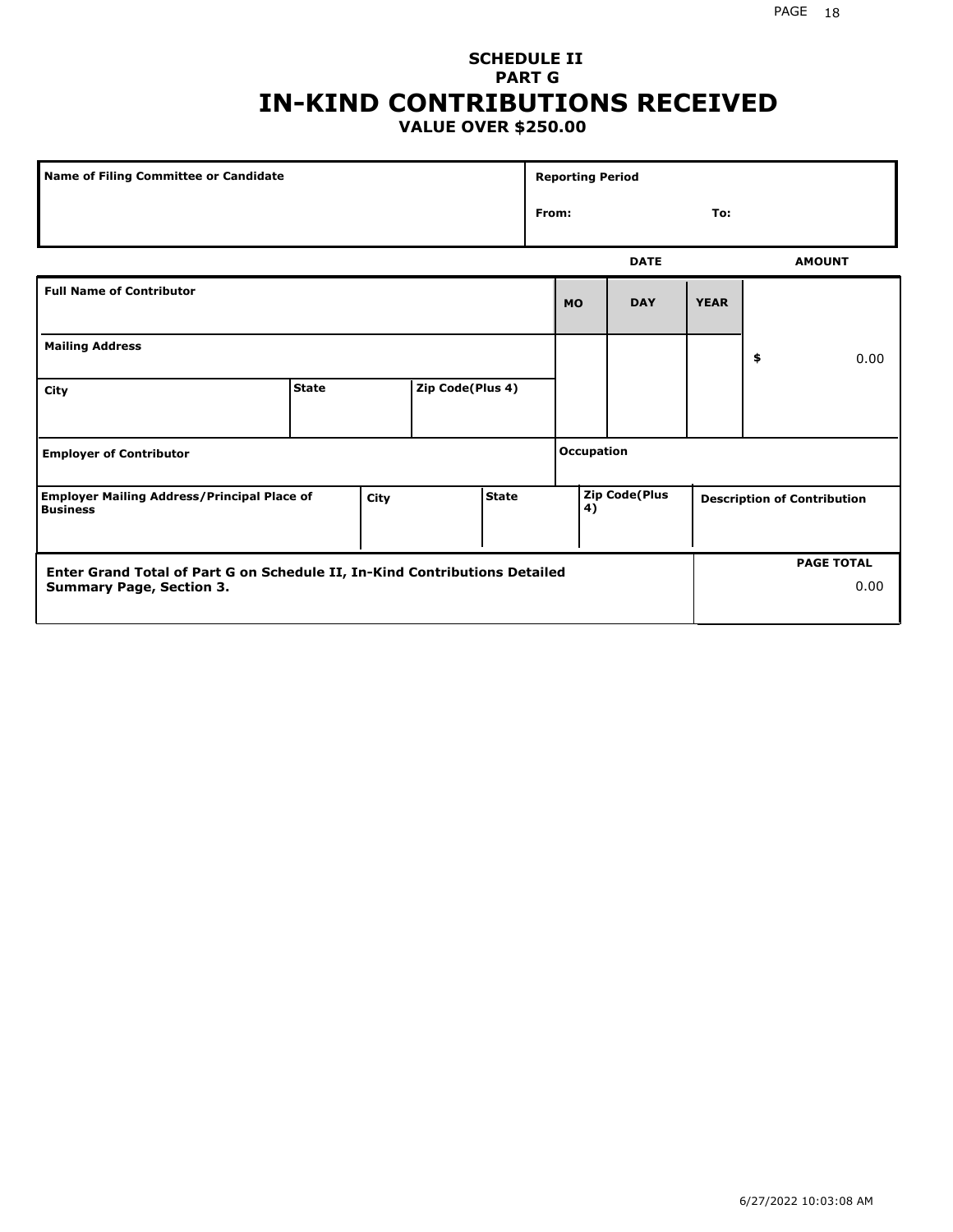# SCHEDULE II
## PART G
# IN-KIND CONTRIBUTIONS RECEIVED
### VALUE OVER $250.00

| Name of Filing Committee or Candidate | Reporting Period |
| --- | --- |
| | From: To: |

| Full Name of Contributor | | | DATE MO | DAY | YEAR | AMOUNT |
| --- | --- | --- | --- | --- | --- | --- |
| Mailing Address | | | | | | $ 0.00 |
| City | State | Zip Code(Plus 4) | | | | |
| Employer of Contributor | | | Occupation | | | |

| Employer Mailing Address/Principal Place of Business | City | State | Zip Code(Plus 4) | Description of Contribution |
| --- | --- | --- | --- | --- |
| | | | | |

| Enter Grand Total of Part G on Schedule II, In-Kind Contributions Detailed Summary Page, Section 3. | PAGE TOTAL |
| --- | --- |
| | 0.00 |

6/27/2022 10:03:08 AM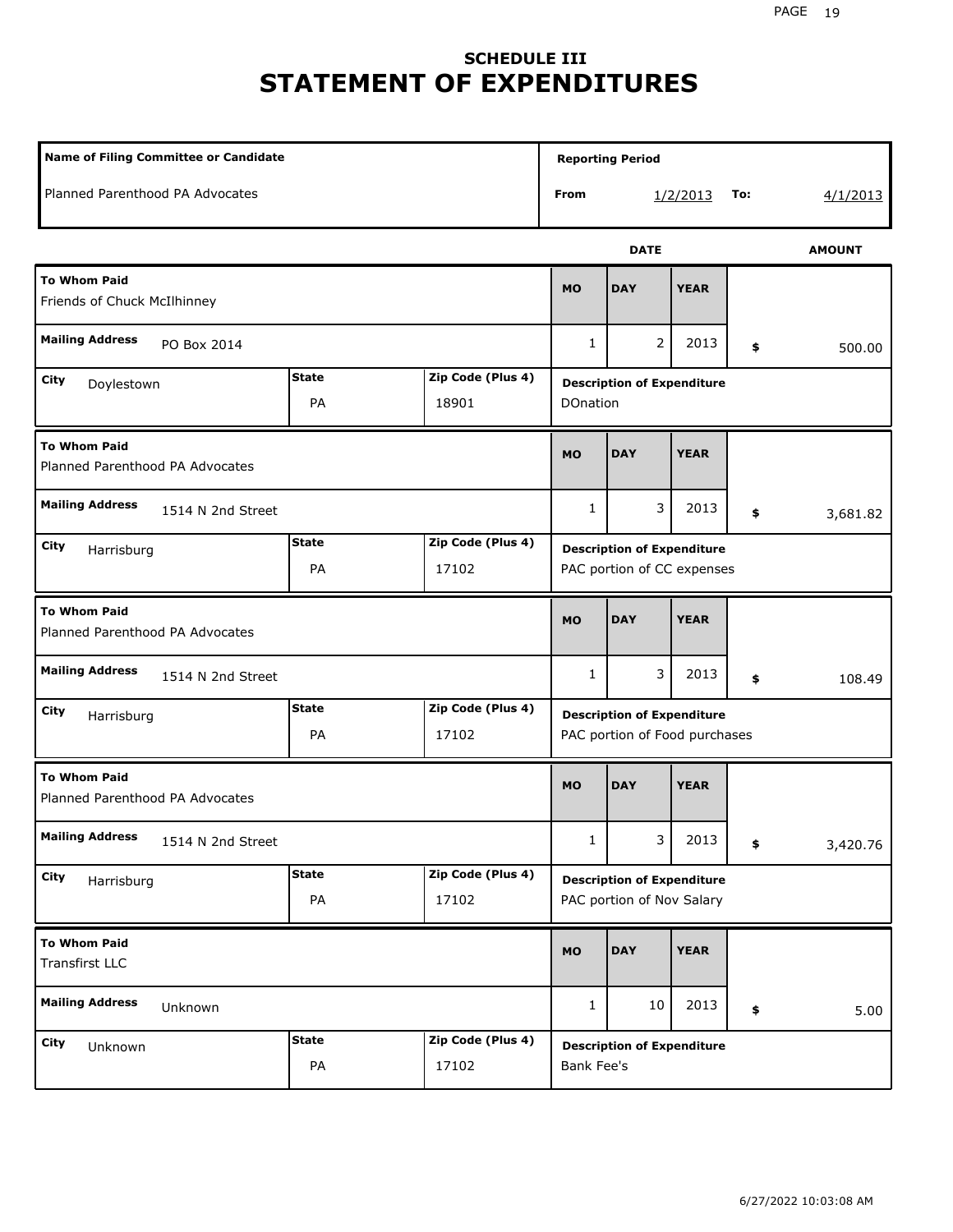# SCHEDULE III
# STATEMENT OF EXPENDITURES

| Name of Filing Committee or Candidate | Reporting Period |
|---|---|
| Planned Parenthood PA Advocates | From 1/2/2013 To: 4/1/2013 |

| To Whom Paid | Mailing Address | City | State | Zip Code (Plus 4) | MO | DAY | YEAR | AMOUNT | Description of Expenditure |
|---|---|---|---|---|---|---|---|---|---|
| Friends of Chuck McIlhinney | PO Box 2014 | Doylestown | PA | 18901 | 1 | 2 | 2013 | $ 500.00 | DOnation |
| Planned Parenthood PA Advocates | 1514 N 2nd Street | Harrisburg | PA | 17102 | 1 | 3 | 2013 | $ 3,681.82 | PAC portion of CC expenses |
| Planned Parenthood PA Advocates | 1514 N 2nd Street | Harrisburg | PA | 17102 | 1 | 3 | 2013 | $ 108.49 | PAC portion of Food purchases |
| Planned Parenthood PA Advocates | 1514 N 2nd Street | Harrisburg | PA | 17102 | 1 | 3 | 2013 | $ 3,420.76 | PAC portion of Nov Salary |
| Transfirst LLC | Unknown | Unknown | PA | 17102 | 1 | 10 | 2013 | $ 5.00 | Bank Fee's |

6/27/2022 10:03:08 AM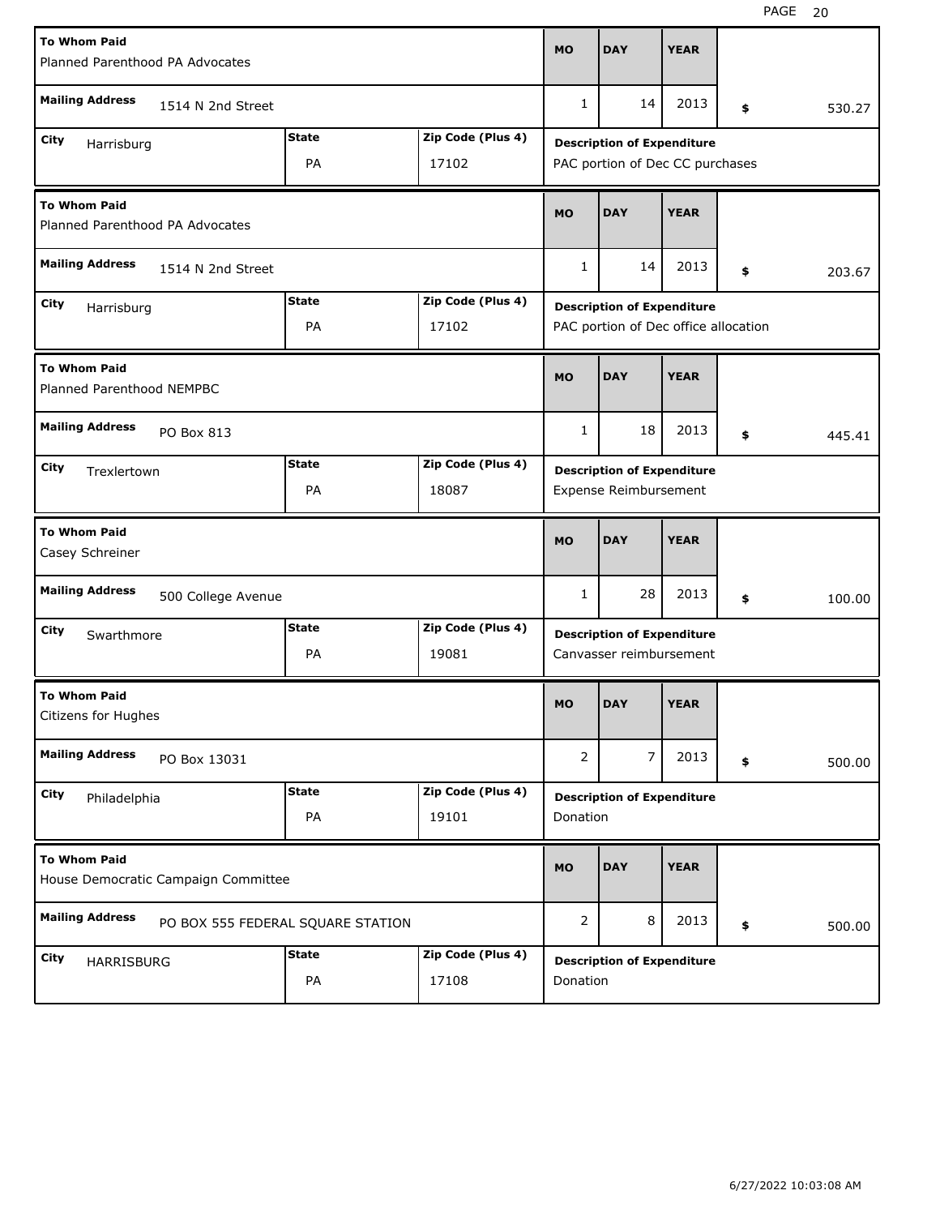| To Whom Paid | Mailing Address | City | State | Zip Code (Plus 4) | MO | DAY | YEAR | $ | Description of Expenditure |
|---|---|---|---|---|---|---|---|---|---|
| Planned Parenthood PA Advocates | 1514 N 2nd Street | Harrisburg | PA | 17102 | 1 | 14 | 2013 | 530.27 | PAC portion of Dec CC purchases |
| Planned Parenthood PA Advocates | 1514 N 2nd Street | Harrisburg | PA | 17102 | 1 | 14 | 2013 | 203.67 | PAC portion of Dec office allocation |
| Planned Parenthood NEMPBC | PO Box 813 | Trexlertown | PA | 18087 | 1 | 18 | 2013 | 445.41 | Expense Reimbursement |
| Casey Schreiner | 500 College Avenue | Swarthmore | PA | 19081 | 1 | 28 | 2013 | 100.00 | Canvasser reimbursement |
| Citizens for Hughes | PO Box 13031 | Philadelphia | PA | 19101 | 2 | 7 | 2013 | 500.00 | Donation |
| House Democratic Campaign Committee | PO BOX 555 FEDERAL SQUARE STATION | HARRISBURG | PA | 17108 | 2 | 8 | 2013 | 500.00 | Donation |

6/27/2022 10:03:08 AM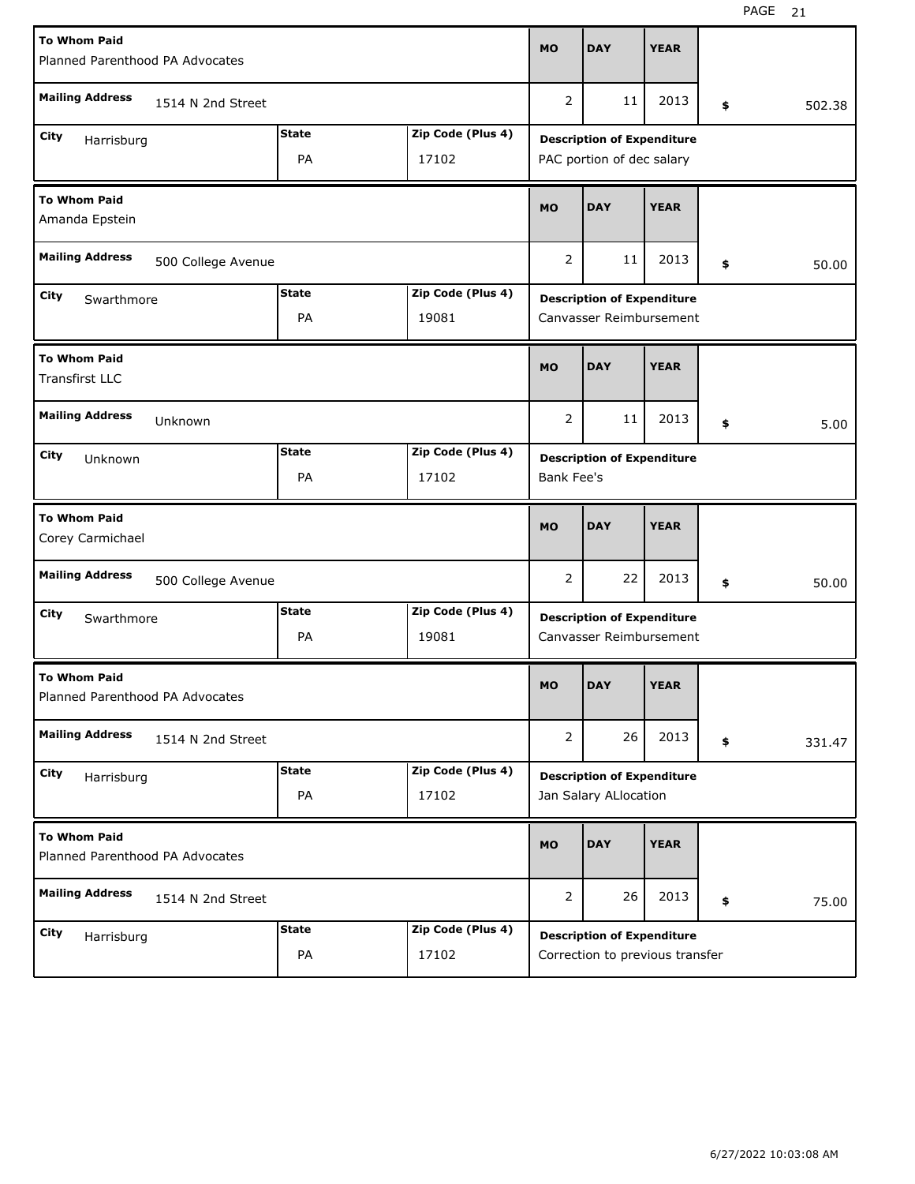| To Whom Paid | Mailing Address | City | State | Zip Code (Plus 4) | MO | DAY | YEAR | Amount | Description of Expenditure |
|---|---|---|---|---|---|---|---|---|---|
| Planned Parenthood PA Advocates | 1514 N 2nd Street | Harrisburg | PA | 17102 | 2 | 11 | 2013 | $ 502.38 | PAC portion of dec salary |
| Amanda Epstein | 500 College Avenue | Swarthmore | PA | 19081 | 2 | 11 | 2013 | $ 50.00 | Canvasser Reimbursement |
| Transfirst LLC | Unknown | Unknown | PA | 17102 | 2 | 11 | 2013 | $ 5.00 | Bank Fee's |
| Corey Carmichael | 500 College Avenue | Swarthmore | PA | 19081 | 2 | 22 | 2013 | $ 50.00 | Canvasser Reimbursement |
| Planned Parenthood PA Advocates | 1514 N 2nd Street | Harrisburg | PA | 17102 | 2 | 26 | 2013 | $ 331.47 | Jan Salary ALlocation |
| Planned Parenthood PA Advocates | 1514 N 2nd Street | Harrisburg | PA | 17102 | 2 | 26 | 2013 | $ 75.00 | Correction to previous transfer |

6/27/2022 10:03:08 AM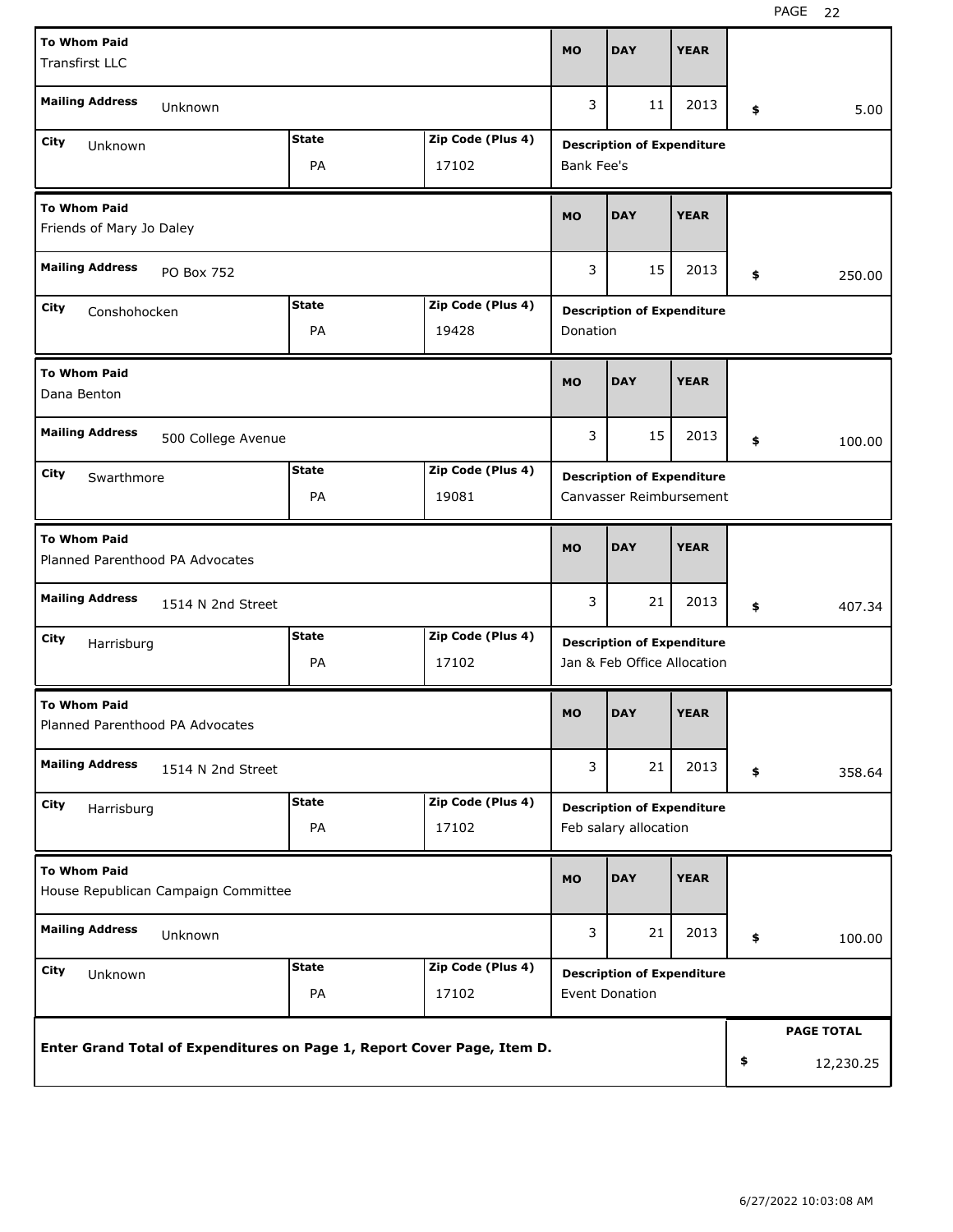| To Whom Paid | | | MO | DAY | YEAR | |
|---|---|---|---|---|---|---|
| Transfirst LLC | | | | | | |
| **Mailing Address** Unknown | | | 3 | 11 | 2013 | $ 5.00 |
| **City** Unknown | **State** PA | **Zip Code (Plus 4)** 17102 | **Description of Expenditure** Bank Fee's | | | |

| To Whom Paid | | | MO | DAY | YEAR | |
|---|---|---|---|---|---|---|
| Friends of Mary Jo Daley | | | | | | |
| **Mailing Address** PO Box 752 | | | 3 | 15 | 2013 | $ 250.00 |
| **City** Conshohocken | **State** PA | **Zip Code (Plus 4)** 19428 | **Description of Expenditure** Donation | | | |

| To Whom Paid | | | MO | DAY | YEAR | |
|---|---|---|---|---|---|---|
| Dana Benton | | | | | | |
| **Mailing Address** 500 College Avenue | | | 3 | 15 | 2013 | $ 100.00 |
| **City** Swarthmore | **State** PA | **Zip Code (Plus 4)** 19081 | **Description of Expenditure** Canvasser Reimbursement | | | |

| To Whom Paid | | | MO | DAY | YEAR | |
|---|---|---|---|---|---|---|
| Planned Parenthood PA Advocates | | | | | | |
| **Mailing Address** 1514 N 2nd Street | | | 3 | 21 | 2013 | $ 407.34 |
| **City** Harrisburg | **State** PA | **Zip Code (Plus 4)** 17102 | **Description of Expenditure** Jan & Feb Office Allocation | | | |

| To Whom Paid | | | MO | DAY | YEAR | |
|---|---|---|---|---|---|---|
| Planned Parenthood PA Advocates | | | | | | |
| **Mailing Address** 1514 N 2nd Street | | | 3 | 21 | 2013 | $ 358.64 |
| **City** Harrisburg | **State** PA | **Zip Code (Plus 4)** 17102 | **Description of Expenditure** Feb salary allocation | | | |

| To Whom Paid | | | MO | DAY | YEAR | |
|---|---|---|---|---|---|---|
| House Republican Campaign Committee | | | | | | |
| **Mailing Address** Unknown | | | 3 | 21 | 2013 | $ 100.00 |
| **City** Unknown | **State** PA | **Zip Code (Plus 4)** 17102 | **Description of Expenditure** Event Donation | | | |

| | |
|---|---|
| **Enter Grand Total of Expenditures on Page 1, Report Cover Page, Item D.** | **PAGE TOTAL** $ 12,230.25 |

6/27/2022 10:03:08 AM